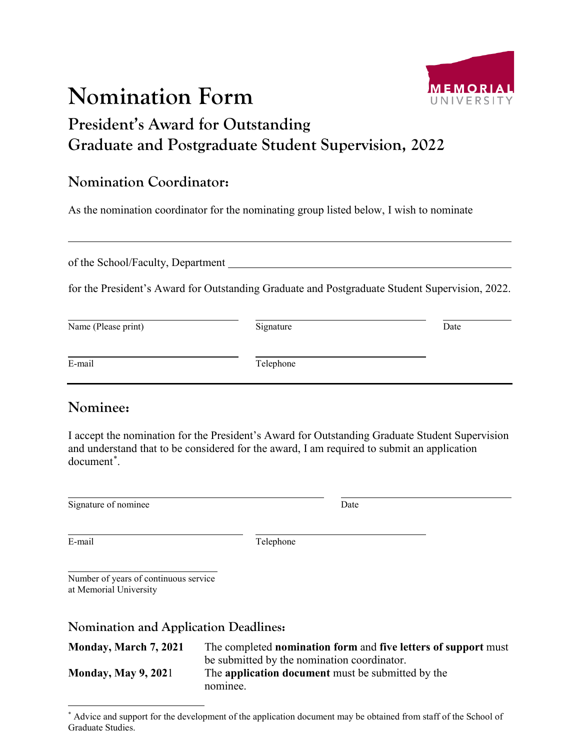# Nomination Form

## President's Award for Outstanding Graduate and Postgraduate Student Supervision, 2022

### Nomination Coordinator:

As the nomination coordinator for the nominating group listed below, I wish to nominate

\_\_\_\_\_\_\_\_\_\_\_\_\_\_\_\_\_\_\_\_\_\_\_\_\_\_\_\_\_\_\_\_\_\_\_\_\_\_\_\_\_\_\_\_\_\_\_\_\_\_\_\_\_\_\_\_\_\_\_\_

of the School/Faculty, Department \_\_\_\_\_\_\_\_\_\_\_\_\_\_\_\_\_\_\_\_\_\_\_\_\_\_\_\_\_\_\_\_\_\_\_\_

for the President's Award for Outstanding Graduate and Postgraduate Student Supervision, 2022.

| Name (Please print) | Signature | Date |
|---|---|---|
| | | |

| E-mail | Telephone |
|---|---|
| | |

### Nominee:

I accept the nomination for the President's Award for Outstanding Graduate Student Supervision and understand that to be considered for the award, I am required to submit an application document[*].

| Signature of nominee | Date |
|---|---|
| | |

| E-mail | Telephone |
|---|---|
| | |

Number of years of continuous service at Memorial University \_\_\_\_\_\_\_\_\_\_\_\_\_\_\_\_

### Nomination and Application Deadlines:

| | |
|---|---|
| **Monday, March 7, 2021** | The completed **nomination form** and **five letters of support** must be submitted by the nomination coordinator. |
| **Monday, May 9, 2021** | The **application document** must be submitted by the nominee. |

[*] Advice and support for the development of the application document may be obtained from staff of the School of Graduate Studies.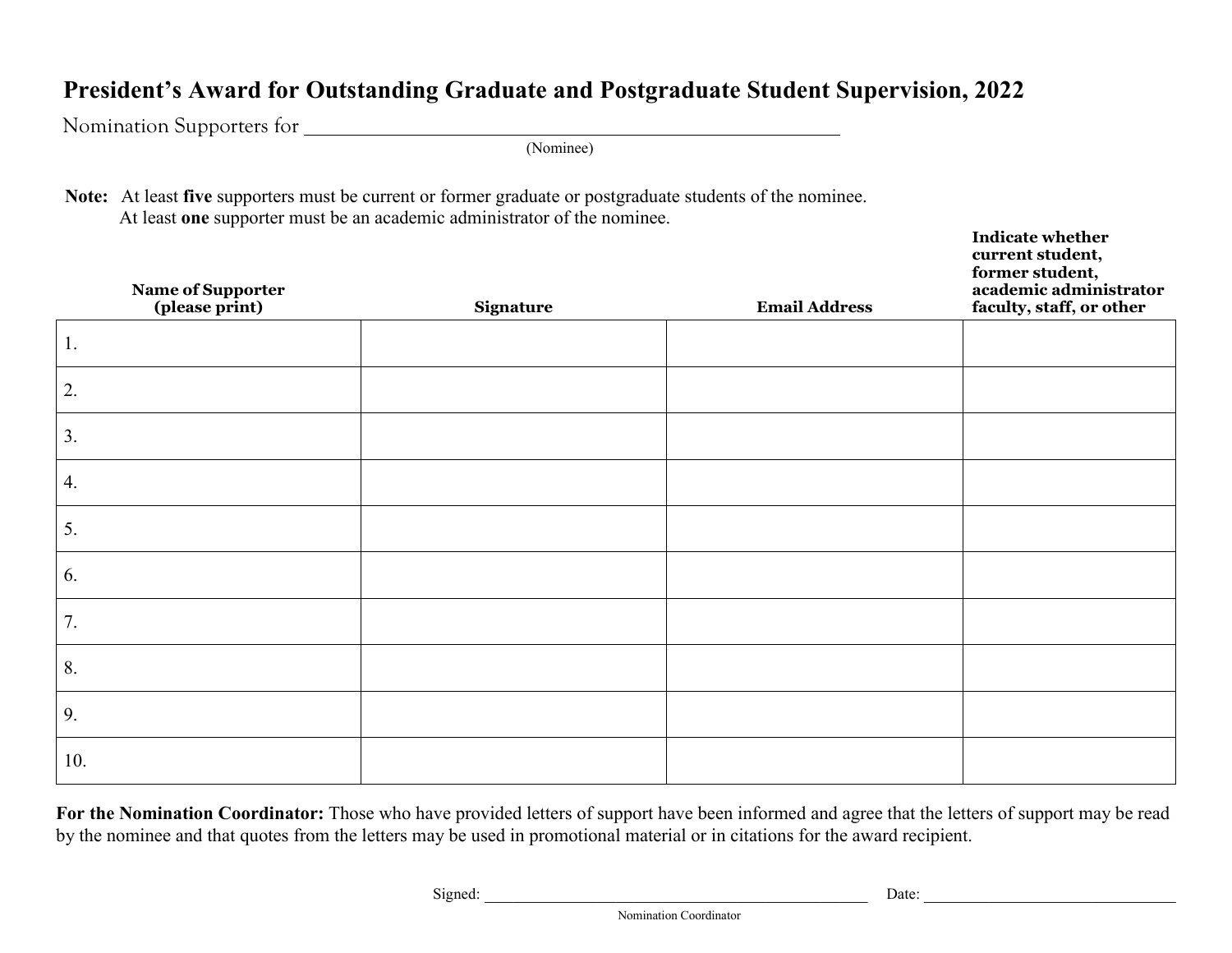# President's Award for Outstanding Graduate and Postgraduate Student Supervision, 2022

Nomination Supporters for ______________________________________________
(Nominee)

**Note:** At least **five** supporters must be current or former graduate or postgraduate students of the nominee.
At least **one** supporter must be an academic administrator of the nominee.

| Name of Supporter (please print) | Signature | Email Address | Indicate whether current student, former student, academic administrator faculty, staff, or other |
|---|---|---|---|
| 1. | | | |
| 2. | | | |
| 3. | | | |
| 4. | | | |
| 5. | | | |
| 6. | | | |
| 7. | | | |
| 8. | | | |
| 9. | | | |
| 10. | | | |

**For the Nomination Coordinator:** Those who have provided letters of support have been informed and agree that the letters of support may be read by the nominee and that quotes from the letters may be used in promotional material or in citations for the award recipient.

Signed: ______________________________________________ Date: ______________________________
Nomination Coordinator